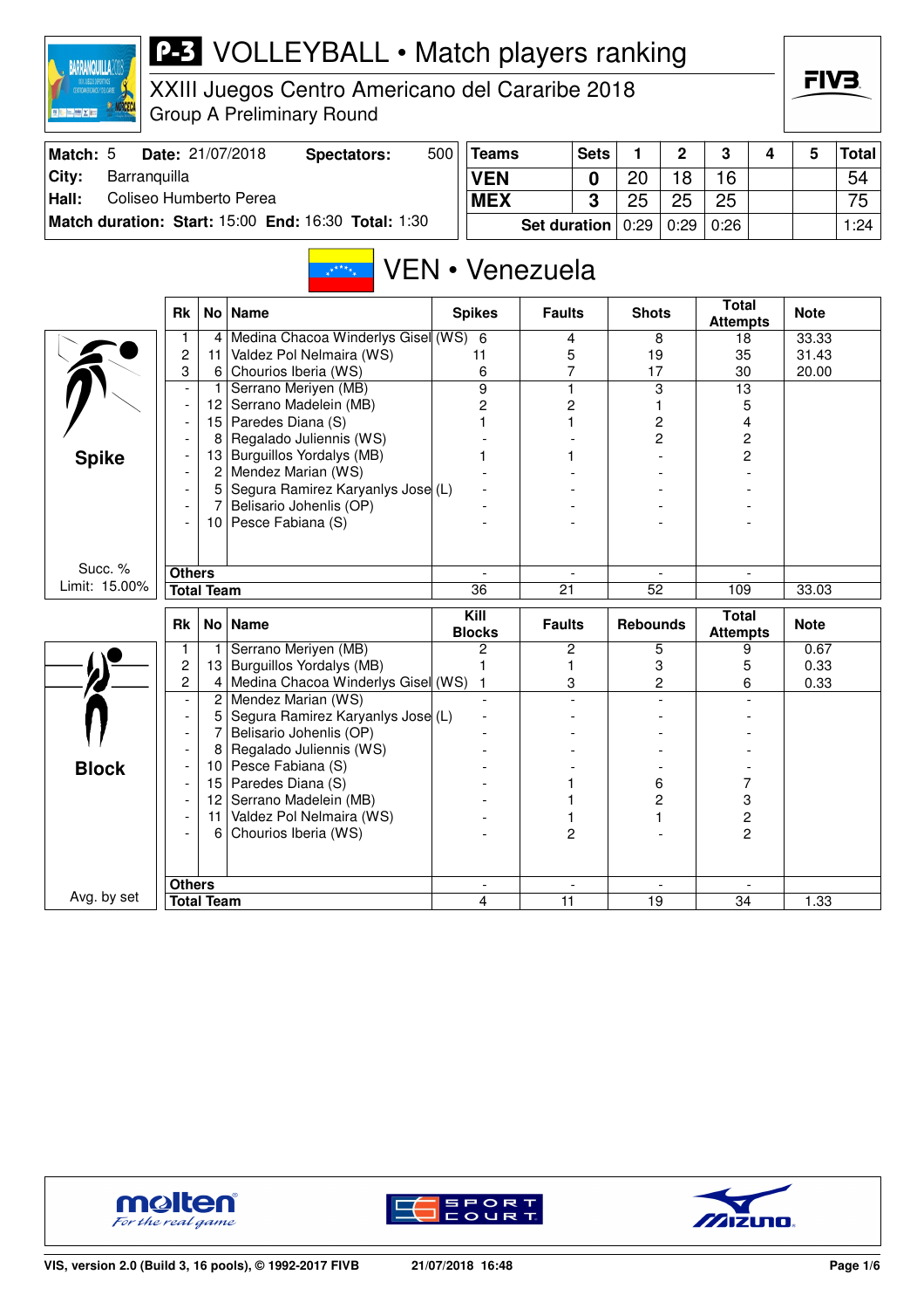# P-3 VOLLEYBALL • Match players ranking

XXIII Juegos Centro Americano del Cararibe 2018
Group A Preliminary Round

| Match: 5 | Date: 21/07/2018 | Spectators: 500 |
|---|---|---|
| City: Barranquilla | | |
| Hall: Coliseo Humberto Perea | | |
| Match duration: Start: 15:00 | End: 16:30 | Total: 1:30 |

| Teams | Sets | 1 | 2 | 3 | 4 | 5 | Total |
|---|---|---|---|---|---|---|---|
| VEN | 0 | 20 | 18 | 16 | | | 54 |
| MEX | 3 | 25 | 25 | 25 | | | 75 |
| Set duration | | 0:29 | 0:29 | 0:26 | | | 1:24 |

## VEN • Venezuela

### Spike

Succ. % Limit: 15.00%

| Rk | No | Name | Spikes | Faults | Shots | Total Attempts | Note |
|---|---|---|---|---|---|---|---|
| 1 | 4 | Medina Chacoa Winderlys Gisel (WS) | 6 | 4 | 8 | 18 | 33.33 |
| 2 | 11 | Valdez Pol Nelmaira (WS) | 11 | 5 | 19 | 35 | 31.43 |
| 3 | 6 | Chourios Iberia (WS) | 6 | 7 | 17 | 30 | 20.00 |
| - | 1 | Serrano Meriyen (MB) | 9 | 1 | 3 | 13 | |
| - | 12 | Serrano Madelein (MB) | 2 | 2 | 1 | 5 | |
| - | 15 | Paredes Diana (S) | 1 | 1 | 2 | 4 | |
| - | 8 | Regalado Juliennis (WS) | - | - | 2 | 2 | |
| - | 13 | Burguillos Yordalys (MB) | 1 | 1 | - | 2 | |
| - | 2 | Mendez Marian (WS) | - | - | - | - | |
| - | 5 | Segura Ramirez Karyanlys Jose (L) | - | - | - | - | |
| - | 7 | Belisario Johenlis (OP) | - | - | - | - | |
| - | 10 | Pesce Fabiana (S) | - | - | - | - | |
| Others | | | - | - | - | - | |
| Total Team | | | 36 | 21 | 52 | 109 | 33.03 |

### Block

Avg. by set

| Rk | No | Name | Kill Blocks | Faults | Rebounds | Total Attempts | Note |
|---|---|---|---|---|---|---|---|
| 1 | 1 | Serrano Meriyen (MB) | 2 | 2 | 5 | 9 | 0.67 |
| 2 | 13 | Burguillos Yordalys (MB) | 1 | 1 | 3 | 5 | 0.33 |
| 2 | 4 | Medina Chacoa Winderlys Gisel (WS) | 1 | 3 | 2 | 6 | 0.33 |
| - | 2 | Mendez Marian (WS) | - | - | - | - | |
| - | 5 | Segura Ramirez Karyanlys Jose (L) | - | - | - | - | |
| - | 7 | Belisario Johenlis (OP) | - | - | - | - | |
| - | 8 | Regalado Juliennis (WS) | - | - | - | - | |
| - | 10 | Pesce Fabiana (S) | - | - | - | - | |
| - | 15 | Paredes Diana (S) | - | 1 | 6 | 7 | |
| - | 12 | Serrano Madelein (MB) | - | 1 | 2 | 3 | |
| - | 11 | Valdez Pol Nelmaira (WS) | - | 1 | 1 | 2 | |
| - | 6 | Chourios Iberia (WS) | - | 2 | - | 2 | |
| Others | | | - | - | - | - | |
| Total Team | | | 4 | 11 | 19 | 34 | 1.33 |

VIS, version 2.0 (Build 3, 16 pools), © 1992-2017 FIVB 21/07/2018 16:48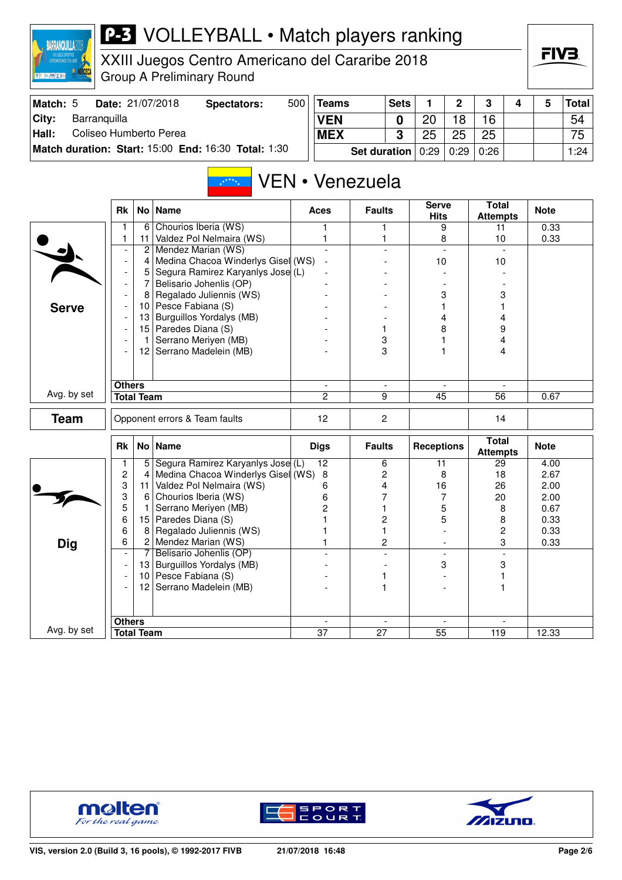# P-3 VOLLEYBALL • Match players ranking

XXIII Juegos Centro Americano del Cararibe 2018
Group A Preliminary Round

| Match: 5 | Date: 21/07/2018 | Spectators: | 500 |
|---|---|---|---|
| City: | Barranquilla | | |
| Hall: | Coliseo Humberto Perea | | |
| Match duration: | Start: 15:00 | End: 16:30 | Total: 1:30 |

| Teams | Sets | 1 | 2 | 3 | 4 | 5 | Total |
|---|---|---|---|---|---|---|---|
| VEN | 0 | 20 | 18 | 16 | | | 54 |
| MEX | 3 | 25 | 25 | 25 | | | 75 |
| Set duration | | 0:29 | 0:29 | 0:26 | | | 1:24 |

## VEN • Venezuela

### Serve

| Rk | No | Name | Aces | Faults | Serve Hits | Total Attempts | Note |
|---|---|---|---|---|---|---|---|
| 1 | 6 | Chourios Iberia (WS) | 1 | 1 | 9 | 11 | 0.33 |
| 1 | 11 | Valdez Pol Nelmaira (WS) | 1 | 1 | 8 | 10 | 0.33 |
| - | 2 | Mendez Marian (WS) | - | - | - | - | |
| - | 4 | Medina Chacoa Winderlys Gisel (WS) | - | - | 10 | 10 | |
| - | 5 | Segura Ramirez Karyanlys Jose (L) | - | - | - | - | |
| - | 7 | Belisario Johenlis (OP) | - | - | - | - | |
| - | 8 | Regalado Juliennis (WS) | - | - | 3 | 3 | |
| - | 10 | Pesce Fabiana (S) | - | - | 1 | 1 | |
| - | 13 | Burguillos Yordalys (MB) | - | - | 4 | 4 | |
| - | 15 | Paredes Diana (S) | - | 1 | 8 | 9 | |
| - | 1 | Serrano Meriyen (MB) | - | 3 | 1 | 4 | |
| - | 12 | Serrano Madelein (MB) | - | 3 | 1 | 4 | |
| Others | | | - | - | - | - | |
| Total Team | | | 2 | 9 | 45 | 56 | 0.67 |

Avg. by set

### Team

| | | Aces | Faults | Serve Hits | Total Attempts | Note |
|---|---|---|---|---|---|---|
| Team | Opponent errors & Team faults | 12 | 2 | | 14 | |

### Dig

| Rk | No | Name | Digs | Faults | Receptions | Total Attempts | Note |
|---|---|---|---|---|---|---|---|
| 1 | 5 | Segura Ramirez Karyanlys Jose (L) | 12 | 6 | 11 | 29 | 4.00 |
| 2 | 4 | Medina Chacoa Winderlys Gisel (WS) | 8 | 2 | 8 | 18 | 2.67 |
| 3 | 11 | Valdez Pol Nelmaira (WS) | 6 | 4 | 16 | 26 | 2.00 |
| 3 | 6 | Chourios Iberia (WS) | 6 | 7 | 7 | 20 | 2.00 |
| 5 | 1 | Serrano Meriyen (MB) | 2 | 1 | 5 | 8 | 0.67 |
| 6 | 15 | Paredes Diana (S) | 1 | 2 | 5 | 8 | 0.33 |
| 6 | 8 | Regalado Juliennis (WS) | 1 | 1 | - | 2 | 0.33 |
| 6 | 2 | Mendez Marian (WS) | 1 | 2 | - | 3 | 0.33 |
| - | 7 | Belisario Johenlis (OP) | - | - | - | - | |
| - | 13 | Burguillos Yordalys (MB) | - | - | 3 | 3 | |
| - | 10 | Pesce Fabiana (S) | - | 1 | - | 1 | |
| - | 12 | Serrano Madelein (MB) | - | 1 | - | 1 | |
| Others | | | - | - | - | - | |
| Total Team | | | 37 | 27 | 55 | 119 | 12.33 |

Avg. by set

VIS, version 2.0 (Build 3, 16 pools), © 1992-2017 FIVB — 21/07/2018 16:48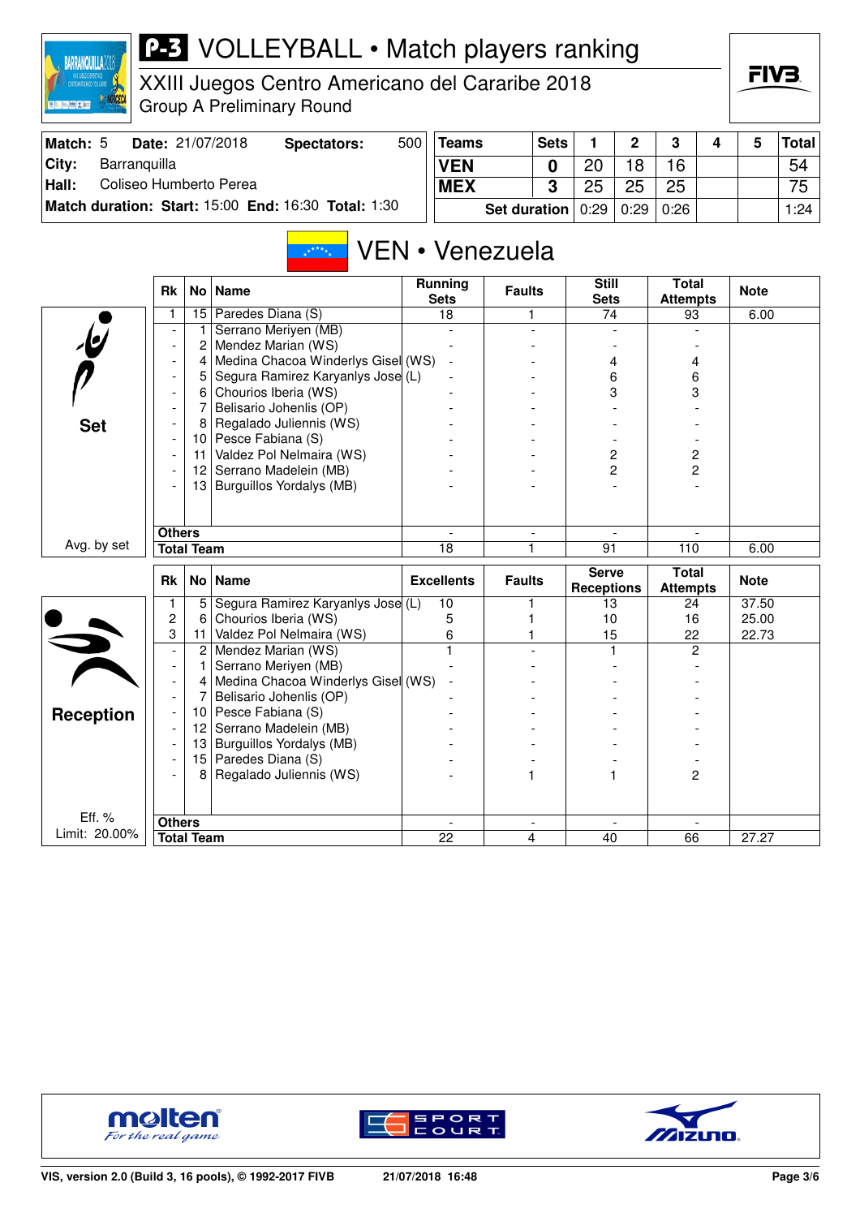# P-3 VOLLEYBALL • Match players ranking

XXIII Juegos Centro Americano del Cararibe 2018
Group A Preliminary Round

| Match: 5 | Date: 21/07/2018 | Spectators: | 500 |
|---|---|---|---|
| City: | Barranquilla | | |
| Hall: | Coliseo Humberto Perea | | |
| Match duration: | Start: 15:00 | End: 16:30 | Total: 1:30 |

| Teams | Sets | 1 | 2 | 3 | 4 | 5 | Total |
|---|---|---|---|---|---|---|---|
| VEN | 0 | 20 | 18 | 16 | | | 54 |
| MEX | 3 | 25 | 25 | 25 | | | 75 |
| Set duration | | 0:29 | 0:29 | 0:26 | | | 1:24 |

## VEN • Venezuela

### Set

| Rk | No | Name | Running Sets | Faults | Still Sets | Total Attempts | Note |
|---|---|---|---|---|---|---|---|
| 1 | 15 | Paredes Diana (S) | 18 | 1 | 74 | 93 | 6.00 |
| - | 1 | Serrano Meriyen (MB) | - | - | - | - | |
| - | 2 | Mendez Marian (WS) | - | - | - | - | |
| - | 4 | Medina Chacoa Winderlys Gisel (WS) | - | - | 4 | 4 | |
| - | 5 | Segura Ramirez Karyanlys Jose (L) | - | - | 6 | 6 | |
| - | 6 | Chourios Iberia (WS) | - | - | 3 | 3 | |
| - | 7 | Belisario Johenlis (OP) | - | - | - | - | |
| - | 8 | Regalado Juliennis (WS) | - | - | - | - | |
| - | 10 | Pesce Fabiana (S) | - | - | - | - | |
| - | 11 | Valdez Pol Nelmaira (WS) | - | - | 2 | 2 | |
| - | 12 | Serrano Madelein (MB) | - | - | 2 | 2 | |
| - | 13 | Burguillos Yordalys (MB) | - | - | - | - | |
| Others | | | - | - | - | - | |
| Total Team | | | 18 | 1 | 91 | 110 | 6.00 |

Avg. by set

### Reception

| Rk | No | Name | Excellents | Faults | Serve Receptions | Total Attempts | Note |
|---|---|---|---|---|---|---|---|
| 1 | 5 | Segura Ramirez Karyanlys Jose (L) | 10 | 1 | 13 | 24 | 37.50 |
| 2 | 6 | Chourios Iberia (WS) | 5 | 1 | 10 | 16 | 25.00 |
| 3 | 11 | Valdez Pol Nelmaira (WS) | 6 | 1 | 15 | 22 | 22.73 |
| - | 2 | Mendez Marian (WS) | 1 | - | 1 | 2 | |
| - | 1 | Serrano Meriyen (MB) | - | - | - | - | |
| - | 4 | Medina Chacoa Winderlys Gisel (WS) | - | - | - | - | |
| - | 7 | Belisario Johenlis (OP) | - | - | - | - | |
| - | 10 | Pesce Fabiana (S) | - | - | - | - | |
| - | 12 | Serrano Madelein (MB) | - | - | - | - | |
| - | 13 | Burguillos Yordalys (MB) | - | - | - | - | |
| - | 15 | Paredes Diana (S) | - | - | - | - | |
| - | 8 | Regalado Juliennis (WS) | - | 1 | 1 | 2 | |
| Others | | | - | - | - | - | |
| Total Team | | | 22 | 4 | 40 | 66 | 27.27 |

Eff. %
Limit: 20.00%

VIS, version 2.0 (Build 3, 16 pools), © 1992-2017 FIVB — 21/07/2018 16:48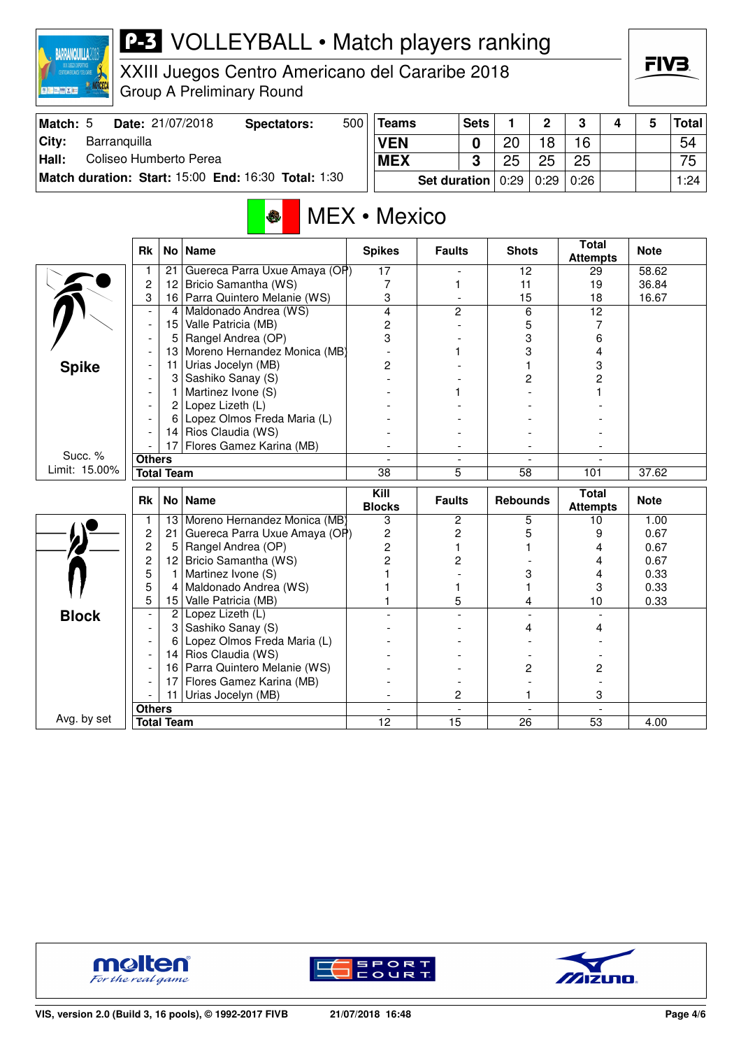# P-3 VOLLEYBALL • Match players ranking

XXIII Juegos Centro Americano del Cararibe 2018
Group A Preliminary Round

| Match: 5 | Date: 21/07/2018 | Spectators: | 500 |
|---|---|---|---|
| City: | Barranquilla | | |
| Hall: | Coliseo Humberto Perea | | |
| Match duration: | Start: 15:00 | End: 16:30 | Total: 1:30 |

| Teams | Sets | 1 | 2 | 3 | 4 | 5 | Total |
|---|---|---|---|---|---|---|---|
| VEN | 0 | 20 | 18 | 16 | | | 54 |
| MEX | 3 | 25 | 25 | 25 | | | 75 |
| Set duration | | 0:29 | 0:29 | 0:26 | | | 1:24 |

## MEX • Mexico

### Spike

Succ. % Limit: 15.00%

| Rk | No | Name | Spikes | Faults | Shots | Total Attempts | Note |
|---|---|---|---|---|---|---|---|
| 1 | 21 | Guereca Parra Uxue Amaya (OP) | 17 | - | 12 | 29 | 58.62 |
| 2 | 12 | Bricio Samantha (WS) | 7 | 1 | 11 | 19 | 36.84 |
| 3 | 16 | Parra Quintero Melanie (WS) | 3 | - | 15 | 18 | 16.67 |
| - | 4 | Maldonado Andrea (WS) | 4 | 2 | 6 | 12 | |
| - | 15 | Valle Patricia (MB) | 2 | - | 5 | 7 | |
| - | 5 | Rangel Andrea (OP) | 3 | - | 3 | 6 | |
| - | 13 | Moreno Hernandez Monica (MB) | - | 1 | 3 | 4 | |
| - | 11 | Urias Jocelyn (MB) | 2 | - | 1 | 3 | |
| - | 3 | Sashiko Sanay (S) | - | - | 2 | 2 | |
| - | 1 | Martinez Ivone (S) | - | 1 | - | 1 | |
| - | 2 | Lopez Lizeth (L) | - | - | - | - | |
| - | 6 | Lopez Olmos Freda Maria (L) | - | - | - | - | |
| - | 14 | Rios Claudia (WS) | - | - | - | - | |
| - | 17 | Flores Gamez Karina (MB) | - | - | - | - | |
| Others | | | - | - | - | - | |
| Total Team | | | 38 | 5 | 58 | 101 | 37.62 |

### Block

Avg. by set

| Rk | No | Name | Kill Blocks | Faults | Rebounds | Total Attempts | Note |
|---|---|---|---|---|---|---|---|
| 1 | 13 | Moreno Hernandez Monica (MB) | 3 | 2 | 5 | 10 | 1.00 |
| 2 | 21 | Guereca Parra Uxue Amaya (OP) | 2 | 2 | 5 | 9 | 0.67 |
| 2 | 5 | Rangel Andrea (OP) | 2 | 1 | 1 | 4 | 0.67 |
| 2 | 12 | Bricio Samantha (WS) | 2 | 2 | - | 4 | 0.67 |
| 5 | 1 | Martinez Ivone (S) | 1 | - | 3 | 4 | 0.33 |
| 5 | 4 | Maldonado Andrea (WS) | 1 | 1 | 1 | 3 | 0.33 |
| 5 | 15 | Valle Patricia (MB) | 1 | 5 | 4 | 10 | 0.33 |
| - | 2 | Lopez Lizeth (L) | - | - | - | - | |
| - | 3 | Sashiko Sanay (S) | - | - | 4 | 4 | |
| - | 6 | Lopez Olmos Freda Maria (L) | - | - | - | - | |
| - | 14 | Rios Claudia (WS) | - | - | - | - | |
| - | 16 | Parra Quintero Melanie (WS) | - | - | 2 | 2 | |
| - | 17 | Flores Gamez Karina (MB) | - | - | - | - | |
| - | 11 | Urias Jocelyn (MB) | - | 2 | 1 | 3 | |
| Others | | | - | - | - | - | |
| Total Team | | | 12 | 15 | 26 | 53 | 4.00 |

VIS, version 2.0 (Build 3, 16 pools), © 1992-2017 FIVB 21/07/2018 16:48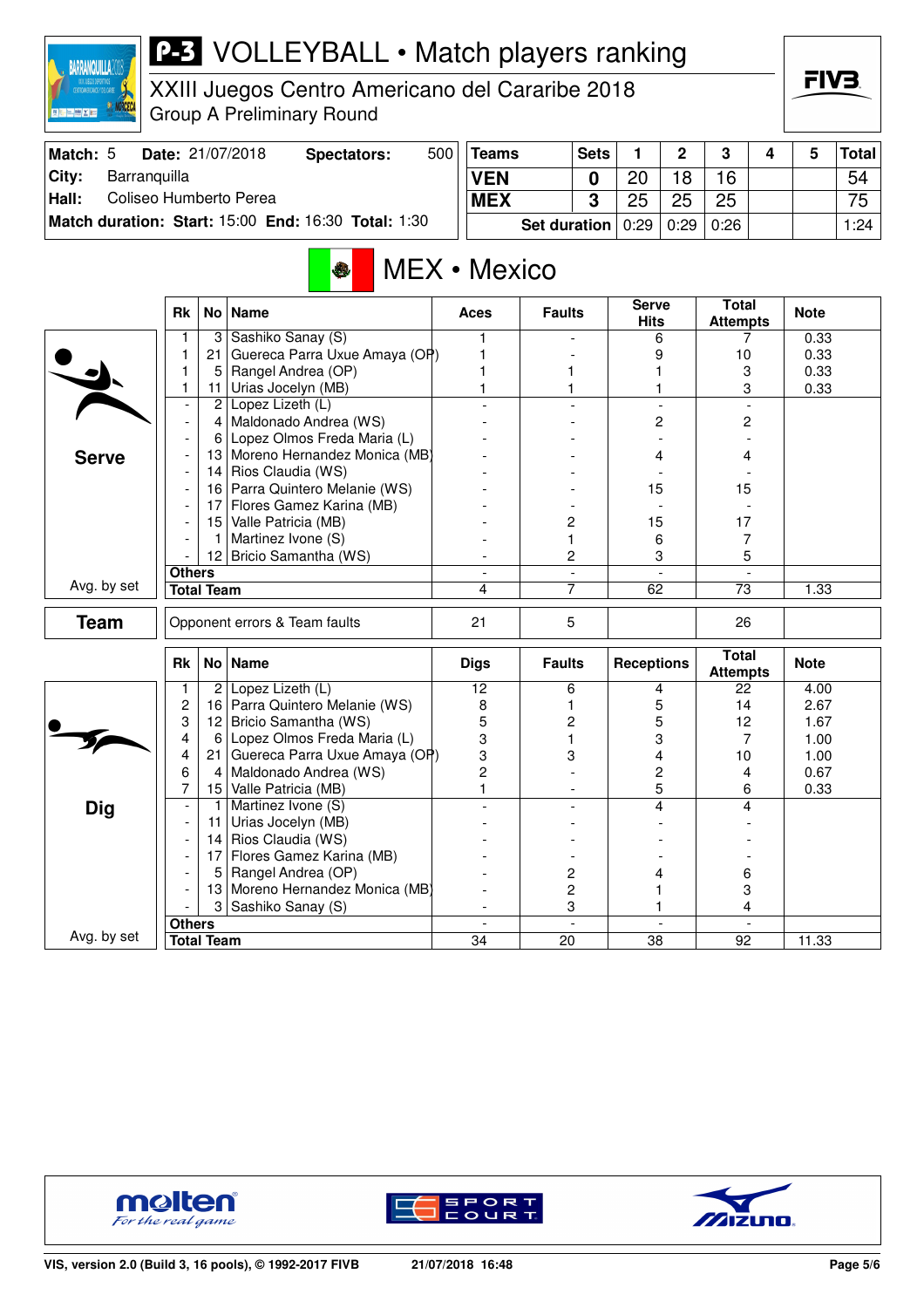# P-3 VOLLEYBALL • Match players ranking

XXIII Juegos Centro Americano del Cararibe 2018
Group A Preliminary Round

| Match: 5 | Date: 21/07/2018 | Spectators: | 500 |
|---|---|---|---|
| City: | Barranquilla | | |
| Hall: | Coliseo Humberto Perea | | |
| Match duration: | Start: 15:00 | End: 16:30 | Total: 1:30 |

| Teams | Sets | 1 | 2 | 3 | 4 | 5 | Total |
|---|---|---|---|---|---|---|---|
| VEN | 0 | 20 | 18 | 16 | | | 54 |
| MEX | 3 | 25 | 25 | 25 | | | 75 |
| Set duration | | 0:29 | 0:29 | 0:26 | | | 1:24 |

## MEX • Mexico

### Serve

| Rk | No | Name | Aces | Faults | Serve Hits | Total Attempts | Note |
|---|---|---|---|---|---|---|---|
| 1 | 3 | Sashiko Sanay (S) | 1 | - | 6 | 7 | 0.33 |
| 1 | 21 | Guereca Parra Uxue Amaya (OP) | 1 | - | 9 | 10 | 0.33 |
| 1 | 5 | Rangel Andrea (OP) | 1 | 1 | 1 | 3 | 0.33 |
| 1 | 11 | Urias Jocelyn (MB) | 1 | 1 | 1 | 3 | 0.33 |
| - | 2 | Lopez Lizeth (L) | - | - | - | - | |
| - | 4 | Maldonado Andrea (WS) | - | - | 2 | 2 | |
| - | 6 | Lopez Olmos Freda Maria (L) | - | - | - | - | |
| - | 13 | Moreno Hernandez Monica (MB) | - | - | 4 | 4 | |
| - | 14 | Rios Claudia (WS) | - | - | - | - | |
| - | 16 | Parra Quintero Melanie (WS) | - | - | 15 | 15 | |
| - | 17 | Flores Gamez Karina (MB) | - | - | - | - | |
| - | 15 | Valle Patricia (MB) | - | 2 | 15 | 17 | |
| - | 1 | Martinez Ivone (S) | - | 1 | 6 | 7 | |
| - | 12 | Bricio Samantha (WS) | - | 2 | 3 | 5 | |
| Others | | | - | - | - | - | |
| Total Team | | | 4 | 7 | 62 | 73 | 1.33 |

Avg. by set

### Team

| | Aces | Faults | Serve Hits | Total Attempts | Note |
|---|---|---|---|---|---|
| Opponent errors & Team faults | 21 | 5 | | 26 | |

### Dig

| Rk | No | Name | Digs | Faults | Receptions | Total Attempts | Note |
|---|---|---|---|---|---|---|---|
| 1 | 2 | Lopez Lizeth (L) | 12 | 6 | 4 | 22 | 4.00 |
| 2 | 16 | Parra Quintero Melanie (WS) | 8 | 1 | 5 | 14 | 2.67 |
| 3 | 12 | Bricio Samantha (WS) | 5 | 2 | 5 | 12 | 1.67 |
| 4 | 6 | Lopez Olmos Freda Maria (L) | 3 | 1 | 3 | 7 | 1.00 |
| 4 | 21 | Guereca Parra Uxue Amaya (OP) | 3 | 3 | 4 | 10 | 1.00 |
| 6 | 4 | Maldonado Andrea (WS) | 2 | - | 2 | 4 | 0.67 |
| 7 | 15 | Valle Patricia (MB) | 1 | - | 5 | 6 | 0.33 |
| - | 1 | Martinez Ivone (S) | - | - | 4 | 4 | |
| - | 11 | Urias Jocelyn (MB) | - | - | - | - | |
| - | 14 | Rios Claudia (WS) | - | - | - | - | |
| - | 17 | Flores Gamez Karina (MB) | - | - | - | - | |
| - | 5 | Rangel Andrea (OP) | - | 2 | 4 | 6 | |
| - | 13 | Moreno Hernandez Monica (MB) | - | 2 | 1 | 3 | |
| - | 3 | Sashiko Sanay (S) | - | 3 | 1 | 4 | |
| Others | | | - | - | - | - | |
| Total Team | | | 34 | 20 | 38 | 92 | 11.33 |

Avg. by set

VIS, version 2.0 (Build 3, 16 pools), © 1992-2017 FIVB    21/07/2018 16:48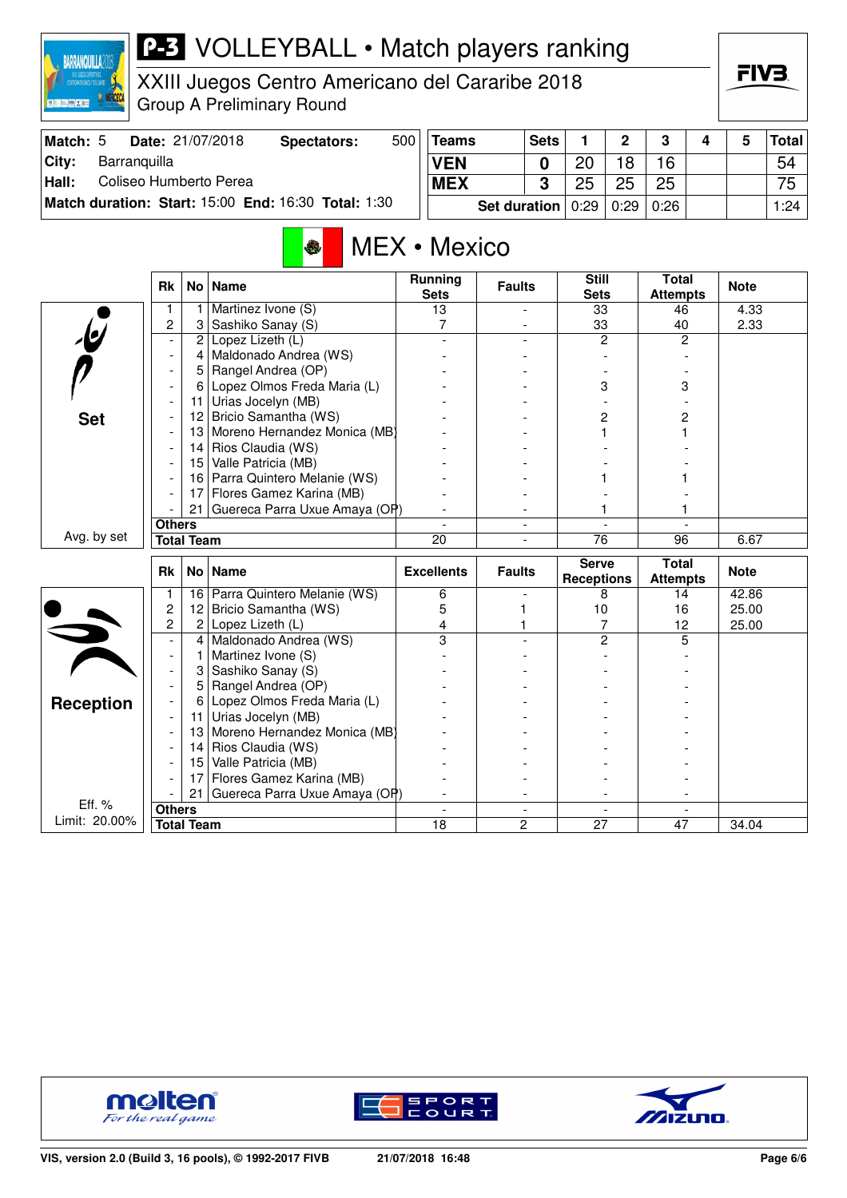# P-3 VOLLEYBALL • Match players ranking

XXIII Juegos Centro Americano del Cararibe 2018

Group A Preliminary Round

| | | | |
|---|---|---|---|
| **Match:** 5 | **Date:** 21/07/2018 | **Spectators:** | 500 |
| **City:** | Barranquilla | | |
| **Hall:** | Coliseo Humberto Perea | | |
| **Match duration: Start:** 15:00 | **End:** 16:30 | **Total:** 1:30 | |

| Teams | Sets | 1 | 2 | 3 | 4 | 5 | Total |
|---|---|---|---|---|---|---|---|
| VEN | 0 | 20 | 18 | 16 | | | 54 |
| MEX | 3 | 25 | 25 | 25 | | | 75 |
| | Set duration | 0:29 | 0:29 | 0:26 | | | 1:24 |

## MEX • Mexico

### Set

| Rk | No | Name | Running Sets | Faults | Still Sets | Total Attempts | Note |
|---|---|---|---|---|---|---|---|
| 1 | 1 | Martinez Ivone (S) | 13 | - | 33 | 46 | 4.33 |
| 2 | 3 | Sashiko Sanay (S) | 7 | - | 33 | 40 | 2.33 |
| - | 2 | Lopez Lizeth (L) | - | - | 2 | 2 | |
| - | 4 | Maldonado Andrea (WS) | - | - | - | - | |
| - | 5 | Rangel Andrea (OP) | - | - | - | - | |
| - | 6 | Lopez Olmos Freda Maria (L) | - | - | 3 | 3 | |
| - | 11 | Urias Jocelyn (MB) | - | - | - | - | |
| - | 12 | Bricio Samantha (WS) | - | - | 2 | 2 | |
| - | 13 | Moreno Hernandez Monica (MB) | - | - | 1 | 1 | |
| - | 14 | Rios Claudia (WS) | - | - | - | - | |
| - | 15 | Valle Patricia (MB) | - | - | - | - | |
| - | 16 | Parra Quintero Melanie (WS) | - | - | 1 | 1 | |
| - | 17 | Flores Gamez Karina (MB) | - | - | - | - | |
| - | 21 | Guereca Parra Uxue Amaya (OP) | - | - | 1 | 1 | |
| Others | | | - | - | - | - | |
| Total Team | | | 20 | - | 76 | 96 | 6.67 |

Avg. by set

### Reception

| Rk | No | Name | Excellents | Faults | Serve Receptions | Total Attempts | Note |
|---|---|---|---|---|---|---|---|
| 1 | 16 | Parra Quintero Melanie (WS) | 6 | - | 8 | 14 | 42.86 |
| 2 | 12 | Bricio Samantha (WS) | 5 | 1 | 10 | 16 | 25.00 |
| 2 | 2 | Lopez Lizeth (L) | 4 | 1 | 7 | 12 | 25.00 |
| - | 4 | Maldonado Andrea (WS) | 3 | - | 2 | 5 | |
| - | 1 | Martinez Ivone (S) | - | - | - | - | |
| - | 3 | Sashiko Sanay (S) | - | - | - | - | |
| - | 5 | Rangel Andrea (OP) | - | - | - | - | |
| - | 6 | Lopez Olmos Freda Maria (L) | - | - | - | - | |
| - | 11 | Urias Jocelyn (MB) | - | - | - | - | |
| - | 13 | Moreno Hernandez Monica (MB) | - | - | - | - | |
| - | 14 | Rios Claudia (WS) | - | - | - | - | |
| - | 15 | Valle Patricia (MB) | - | - | - | - | |
| - | 17 | Flores Gamez Karina (MB) | - | - | - | - | |
| - | 21 | Guereca Parra Uxue Amaya (OP) | - | - | - | - | |
| Others | | | - | - | - | - | |
| Total Team | | | 18 | 2 | 27 | 47 | 34.04 |

Eff. %
Limit: 20.00%

VIS, version 2.0 (Build 3, 16 pools), © 1992-2017 FIVB — 21/07/2018 16:48